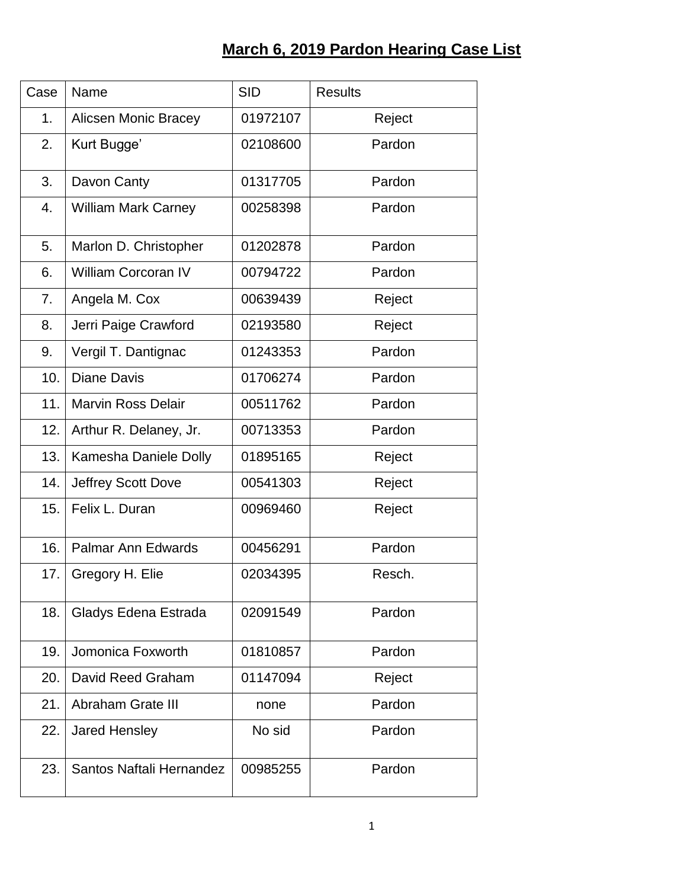# March 6, 2019 Pardon Hearing Case List

| Case | Name | SID | Results |
|---|---|---|---|
| 1. | Alicsen Monic Bracey | 01972107 | Reject |
| 2. | Kurt Bugge’ | 02108600 | Pardon |
| 3. | Davon Canty | 01317705 | Pardon |
| 4. | William Mark Carney | 00258398 | Pardon |
| 5. | Marlon D. Christopher | 01202878 | Pardon |
| 6. | William Corcoran IV | 00794722 | Pardon |
| 7. | Angela M. Cox | 00639439 | Reject |
| 8. | Jerri Paige Crawford | 02193580 | Reject |
| 9. | Vergil T. Dantignac | 01243353 | Pardon |
| 10. | Diane Davis | 01706274 | Pardon |
| 11. | Marvin Ross Delair | 00511762 | Pardon |
| 12. | Arthur R. Delaney, Jr. | 00713353 | Pardon |
| 13. | Kamesha Daniele Dolly | 01895165 | Reject |
| 14. | Jeffrey Scott Dove | 00541303 | Reject |
| 15. | Felix L. Duran | 00969460 | Reject |
| 16. | Palmar Ann Edwards | 00456291 | Pardon |
| 17. | Gregory H. Elie | 02034395 | Resch. |
| 18. | Gladys Edena Estrada | 02091549 | Pardon |
| 19. | Jomonica Foxworth | 01810857 | Pardon |
| 20. | David Reed Graham | 01147094 | Reject |
| 21. | Abraham Grate III | none | Pardon |
| 22. | Jared Hensley | No sid | Pardon |
| 23. | Santos Naftali Hernandez | 00985255 | Pardon |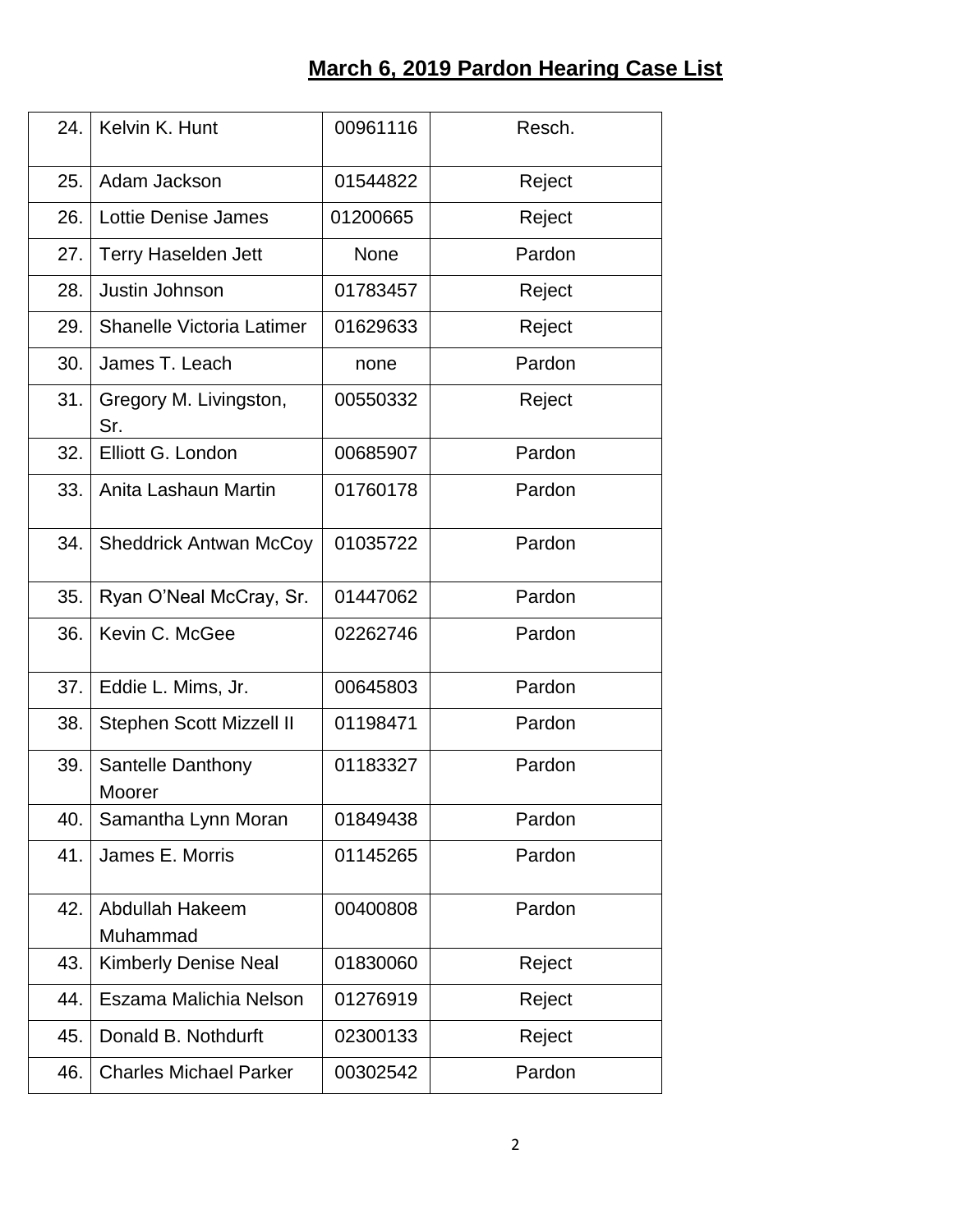## March 6, 2019 Pardon Hearing Case List

| | | | |
|---|---|---|---|
| 24. | Kelvin K. Hunt | 00961116 | Resch. |
| 25. | Adam Jackson | 01544822 | Reject |
| 26. | Lottie Denise James | 01200665 | Reject |
| 27. | Terry Haselden Jett | None | Pardon |
| 28. | Justin Johnson | 01783457 | Reject |
| 29. | Shanelle Victoria Latimer | 01629633 | Reject |
| 30. | James T. Leach | none | Pardon |
| 31. | Gregory M. Livingston, Sr. | 00550332 | Reject |
| 32. | Elliott G. London | 00685907 | Pardon |
| 33. | Anita Lashaun Martin | 01760178 | Pardon |
| 34. | Sheddrick Antwan McCoy | 01035722 | Pardon |
| 35. | Ryan O'Neal McCray, Sr. | 01447062 | Pardon |
| 36. | Kevin C. McGee | 02262746 | Pardon |
| 37. | Eddie L. Mims, Jr. | 00645803 | Pardon |
| 38. | Stephen Scott Mizzell II | 01198471 | Pardon |
| 39. | Santelle Danthony Moorer | 01183327 | Pardon |
| 40. | Samantha Lynn Moran | 01849438 | Pardon |
| 41. | James E. Morris | 01145265 | Pardon |
| 42. | Abdullah Hakeem Muhammad | 00400808 | Pardon |
| 43. | Kimberly Denise Neal | 01830060 | Reject |
| 44. | Eszama Malichia Nelson | 01276919 | Reject |
| 45. | Donald B. Nothdurft | 02300133 | Reject |
| 46. | Charles Michael Parker | 00302542 | Pardon |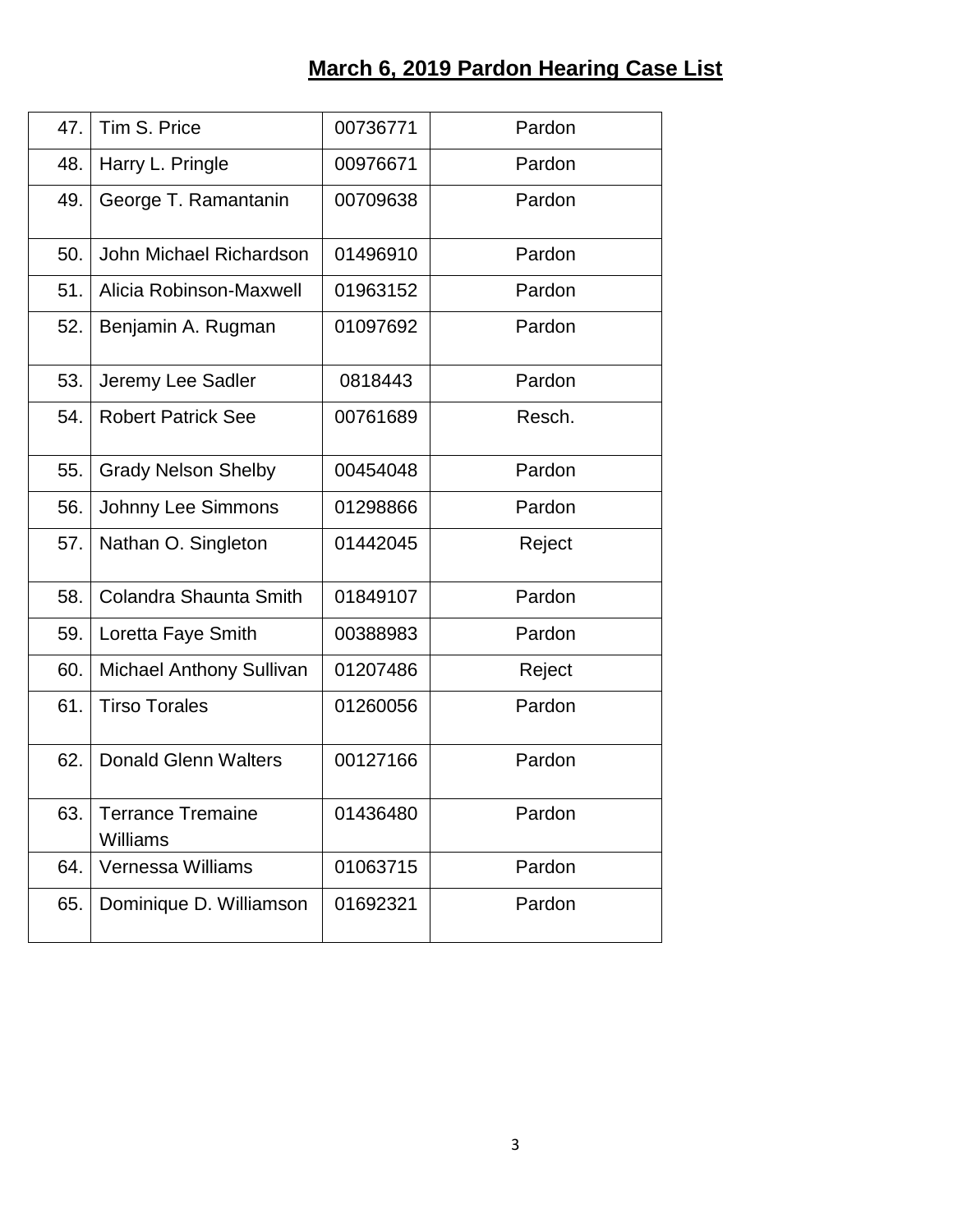## March 6, 2019 Pardon Hearing Case List

| | | | |
|---|---|---|---|
| 47. | Tim S. Price | 00736771 | Pardon |
| 48. | Harry L. Pringle | 00976671 | Pardon |
| 49. | George T. Ramantanin | 00709638 | Pardon |
| 50. | John Michael Richardson | 01496910 | Pardon |
| 51. | Alicia Robinson-Maxwell | 01963152 | Pardon |
| 52. | Benjamin A. Rugman | 01097692 | Pardon |
| 53. | Jeremy Lee Sadler | 0818443 | Pardon |
| 54. | Robert Patrick See | 00761689 | Resch. |
| 55. | Grady Nelson Shelby | 00454048 | Pardon |
| 56. | Johnny Lee Simmons | 01298866 | Pardon |
| 57. | Nathan O. Singleton | 01442045 | Reject |
| 58. | Colandra Shaunta Smith | 01849107 | Pardon |
| 59. | Loretta Faye Smith | 00388983 | Pardon |
| 60. | Michael Anthony Sullivan | 01207486 | Reject |
| 61. | Tirso Torales | 01260056 | Pardon |
| 62. | Donald Glenn Walters | 00127166 | Pardon |
| 63. | Terrance Tremaine Williams | 01436480 | Pardon |
| 64. | Vernessa Williams | 01063715 | Pardon |
| 65. | Dominique D. Williamson | 01692321 | Pardon |